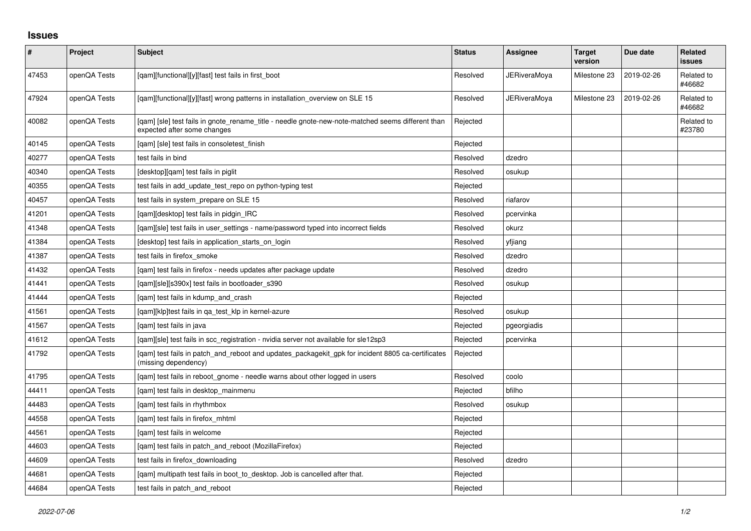## Issues

| # | Project | Subject | Status | Assignee | Target version | Due date | Related issues |
|---|---|---|---|---|---|---|---|
| 47453 | openQA Tests | [qam][functional][y][fast] test fails in first_boot | Resolved | JERiveraMoya | Milestone 23 | 2019-02-26 | Related to #46682 |
| 47924 | openQA Tests | [qam][functional][y][fast] wrong patterns in installation_overview on SLE 15 | Resolved | JERiveraMoya | Milestone 23 | 2019-02-26 | Related to #46682 |
| 40082 | openQA Tests | [qam] [sle] test fails in gnote_rename_title - needle gnote-new-note-matched seems different than expected after some changes | Rejected | | | | Related to #23780 |
| 40145 | openQA Tests | [qam] [sle] test fails in consoletest_finish | Rejected | | | | |
| 40277 | openQA Tests | test fails in bind | Resolved | dzedro | | | |
| 40340 | openQA Tests | [desktop][qam] test fails in piglit | Resolved | osukup | | | |
| 40355 | openQA Tests | test fails in add_update_test_repo on python-typing test | Rejected | | | | |
| 40457 | openQA Tests | test fails in system_prepare on SLE 15 | Resolved | riafarov | | | |
| 41201 | openQA Tests | [qam][desktop] test fails in pidgin_IRC | Resolved | pcervinka | | | |
| 41348 | openQA Tests | [qam][sle] test fails in user_settings - name/password typed into incorrect fields | Resolved | okurz | | | |
| 41384 | openQA Tests | [desktop] test fails in application_starts_on_login | Resolved | yfjiang | | | |
| 41387 | openQA Tests | test fails in firefox_smoke | Resolved | dzedro | | | |
| 41432 | openQA Tests | [qam] test fails in firefox - needs updates after package update | Resolved | dzedro | | | |
| 41441 | openQA Tests | [qam][sle][s390x] test fails in bootloader_s390 | Resolved | osukup | | | |
| 41444 | openQA Tests | [qam] test fails in kdump_and_crash | Rejected | | | | |
| 41561 | openQA Tests | [qam][klp]test fails in qa_test_klp in kernel-azure | Resolved | osukup | | | |
| 41567 | openQA Tests | [qam] test fails in java | Rejected | pgeorgiadis | | | |
| 41612 | openQA Tests | [qam][sle] test fails in scc_registration - nvidia server not available for sle12sp3 | Rejected | pcervinka | | | |
| 41792 | openQA Tests | [qam] test fails in patch_and_reboot and updates_packagekit_gpk for incident 8805 ca-certificates (missing dependency) | Rejected | | | | |
| 41795 | openQA Tests | [qam] test fails in reboot_gnome - needle warns about other logged in users | Resolved | coolo | | | |
| 44411 | openQA Tests | [qam] test fails in desktop_mainmenu | Rejected | bfilho | | | |
| 44483 | openQA Tests | [qam] test fails in rhythmbox | Resolved | osukup | | | |
| 44558 | openQA Tests | [qam] test fails in firefox_mhtml | Rejected | | | | |
| 44561 | openQA Tests | [qam] test fails in welcome | Rejected | | | | |
| 44603 | openQA Tests | [qam] test fails in patch_and_reboot (MozillaFirefox) | Rejected | | | | |
| 44609 | openQA Tests | test fails in firefox_downloading | Resolved | dzedro | | | |
| 44681 | openQA Tests | [qam] multipath test fails in boot_to_desktop. Job is cancelled after that. | Rejected | | | | |
| 44684 | openQA Tests | test fails in patch_and_reboot | Rejected | | | | |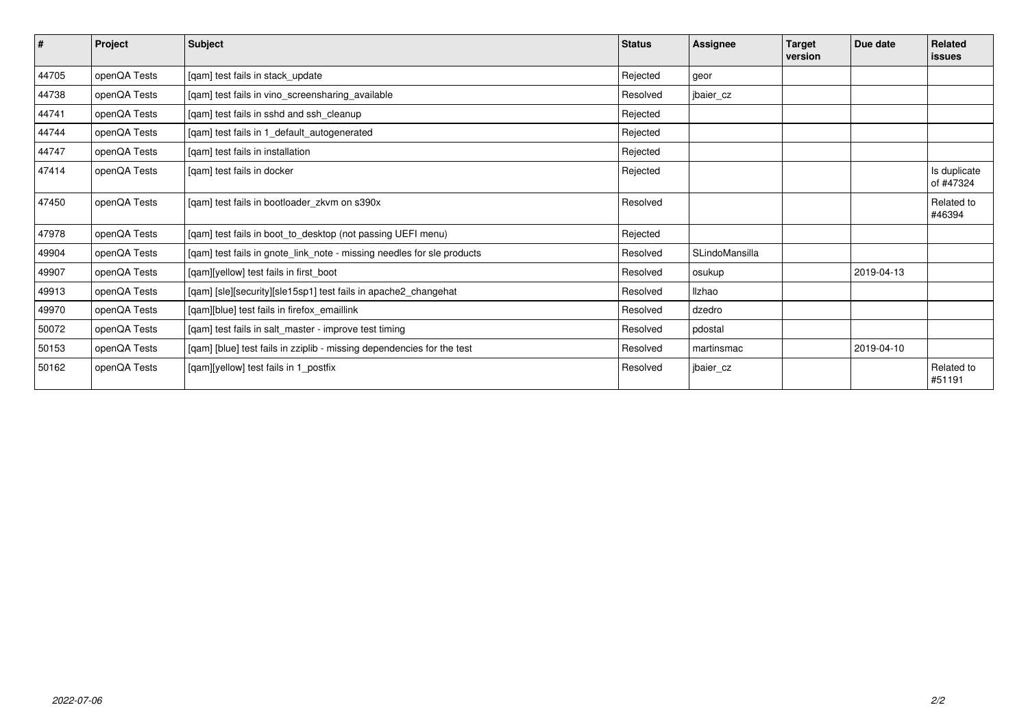| # | Project | Subject | Status | Assignee | Target version | Due date | Related issues |
|---|---|---|---|---|---|---|---|
| 44705 | openQA Tests | [qam] test fails in stack_update | Rejected | geor | | | |
| 44738 | openQA Tests | [qam] test fails in vino_screensharing_available | Resolved | jbaier_cz | | | |
| 44741 | openQA Tests | [qam] test fails in sshd and ssh_cleanup | Rejected | | | | |
| 44744 | openQA Tests | [qam] test fails in 1_default_autogenerated | Rejected | | | | |
| 44747 | openQA Tests | [qam] test fails in installation | Rejected | | | | |
| 47414 | openQA Tests | [qam] test fails in docker | Rejected | | | | Is duplicate of #47324 |
| 47450 | openQA Tests | [qam] test fails in bootloader_zkvm on s390x | Resolved | | | | Related to #46394 |
| 47978 | openQA Tests | [qam] test fails in boot_to_desktop (not passing UEFI menu) | Rejected | | | | |
| 49904 | openQA Tests | [qam] test fails in gnote_link_note - missing needles for sle products | Resolved | SLindoMansilla | | | |
| 49907 | openQA Tests | [qam][yellow] test fails in first_boot | Resolved | osukup | | 2019-04-13 | |
| 49913 | openQA Tests | [qam] [sle][security][sle15sp1] test fails in apache2_changehat | Resolved | llzhao | | | |
| 49970 | openQA Tests | [qam][blue] test fails in firefox_emaillink | Resolved | dzedro | | | |
| 50072 | openQA Tests | [qam] test fails in salt_master - improve test timing | Resolved | pdostal | | | |
| 50153 | openQA Tests | [qam] [blue] test fails in zziplib - missing dependencies for the test | Resolved | martinsmac | | 2019-04-10 | |
| 50162 | openQA Tests | [qam][yellow] test fails in 1_postfix | Resolved | jbaier_cz | | | Related to #51191 |